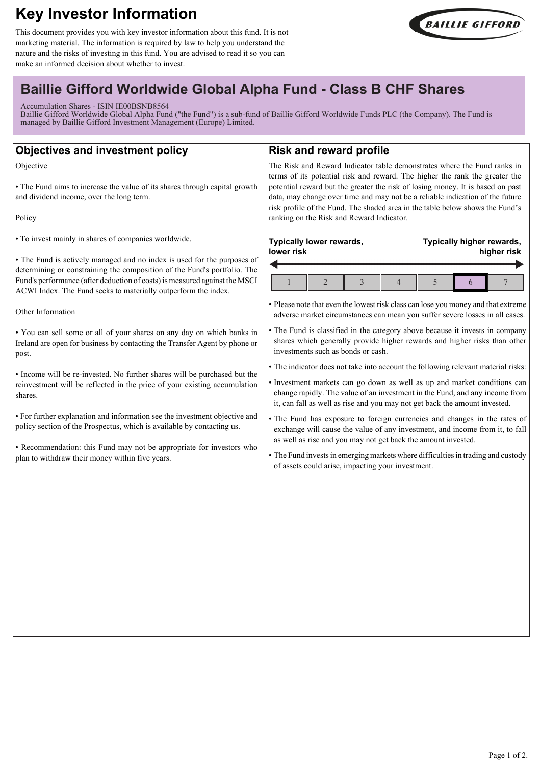# Key Investor Information

This document provides you with key investor information about this fund. It is not marketing material. The information is required by law to help you understand the nature and the risks of investing in this fund. You are advised to read it so you can make an informed decision about whether to invest.

## Baillie Gifford Worldwide Global Alpha Fund - Class B CHF Shares

Accumulation Shares - ISIN IE00BSNB8564
Baillie Gifford Worldwide Global Alpha Fund ("the Fund") is a sub-fund of Baillie Gifford Worldwide Funds PLC (the Company). The Fund is managed by Baillie Gifford Investment Management (Europe) Limited.

## Objectives and investment policy

Objective

- The Fund aims to increase the value of its shares through capital growth and dividend income, over the long term.

Policy

- To invest mainly in shares of companies worldwide.

- The Fund is actively managed and no index is used for the purposes of determining or constraining the composition of the Fund's portfolio. The Fund's performance (after deduction of costs) is measured against the MSCI ACWI Index. The Fund seeks to materially outperform the index.

Other Information

- You can sell some or all of your shares on any day on which banks in Ireland are open for business by contacting the Transfer Agent by phone or post.

- Income will be re-invested. No further shares will be purchased but the reinvestment will be reflected in the price of your existing accumulation shares.

- For further explanation and information see the investment objective and policy section of the Prospectus, which is available by contacting us.

- Recommendation: this Fund may not be appropriate for investors who plan to withdraw their money within five years.

## Risk and reward profile

The Risk and Reward Indicator table demonstrates where the Fund ranks in terms of its potential risk and reward. The higher the rank the greater the potential reward but the greater the risk of losing money. It is based on past data, may change over time and may not be a reliable indication of the future risk profile of the Fund. The shaded area in the table below shows the Fund's ranking on the Risk and Reward Indicator.

**Typically lower rewards, lower risk** ← → **Typically higher rewards, higher risk**

| 1 | 2 | 3 | 4 | 5 | **6** | 7 |
|---|---|---|---|---|---|---|

- Please note that even the lowest risk class can lose you money and that extreme adverse market circumstances can mean you suffer severe losses in all cases.
- The Fund is classified in the category above because it invests in company shares which generally provide higher rewards and higher risks than other investments such as bonds or cash.
- The indicator does not take into account the following relevant material risks:
- Investment markets can go down as well as up and market conditions can change rapidly. The value of an investment in the Fund, and any income from it, can fall as well as rise and you may not get back the amount invested.
- The Fund has exposure to foreign currencies and changes in the rates of exchange will cause the value of any investment, and income from it, to fall as well as rise and you may not get back the amount invested.
- The Fund invests in emerging markets where difficulties in trading and custody of assets could arise, impacting your investment.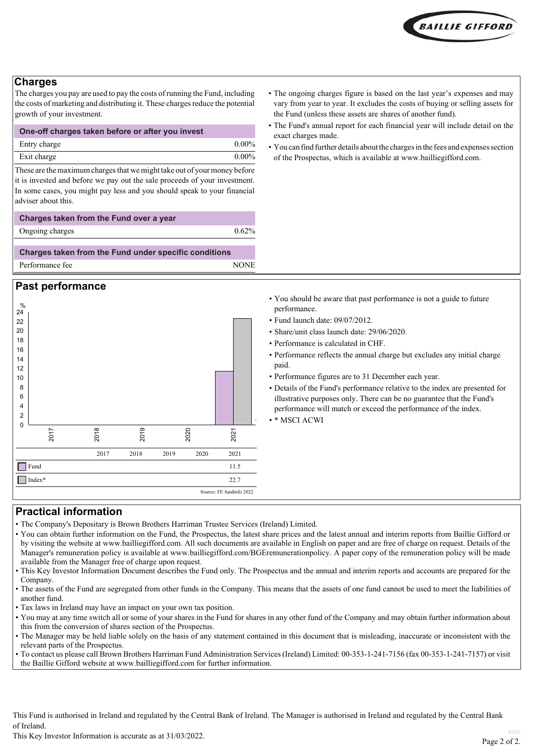## Charges

The charges you pay are used to pay the costs of running the Fund, including the costs of marketing and distributing it. These charges reduce the potential growth of your investment.

| One-off charges taken before or after you invest | |
|---|---|
| Entry charge | 0.00% |
| Exit charge | 0.00% |

These are the maximum charges that we might take out of your money before it is invested and before we pay out the sale proceeds of your investment. In some cases, you might pay less and you should speak to your financial adviser about this.

| Charges taken from the Fund over a year | |
|---|---|
| Ongoing charges | 0.62% |

| Charges taken from the Fund under specific conditions | |
|---|---|
| Performance fee | NONE |

- The ongoing charges figure is based on the last year's expenses and may vary from year to year. It excludes the costs of buying or selling assets for the Fund (unless these assets are shares of another fund).
- The Fund's annual report for each financial year will include detail on the exact charges made.
- You can find further details about the charges in the fees and expenses section of the Prospectus, which is available at www.bailliegifford.com.

## Past performance

%

24
22
20
18
16
14
12
10
8
6
4
2
0

2017
2018
2019
2020
2021

| | 2017 | 2018 | 2019 | 2020 | 2021 |
|---|---|---|---|---|---|
| Fund | | | | | 11.5 |
| Index* | | | | | 22.7 |

Source: FE fundinfo 2022

- You should be aware that past performance is not a guide to future performance.
- Fund launch date: 09/07/2012.
- Share/unit class launch date: 29/06/2020.
- Performance is calculated in CHF.
- Performance reflects the annual charge but excludes any initial charge paid.
- Performance figures are to 31 December each year.
- Details of the Fund's performance relative to the index are presented for illustrative purposes only. There can be no guarantee that the Fund's performance will match or exceed the performance of the index.
- * MSCI ACWI

## Practical information

- The Company's Depositary is Brown Brothers Harriman Trustee Services (Ireland) Limited.
- You can obtain further information on the Fund, the Prospectus, the latest share prices and the latest annual and interim reports from Baillie Gifford or by visiting the website at www.bailliegifford.com. All such documents are available in English on paper and are free of charge on request. Details of the Manager's remuneration policy is available at www.bailliegifford.com/BGEremunerationpolicy. A paper copy of the remuneration policy will be made available from the Manager free of charge upon request.
- This Key Investor Information Document describes the Fund only. The Prospectus and the annual and interim reports and accounts are prepared for the Company.
- The assets of the Fund are segregated from other funds in the Company. This means that the assets of one fund cannot be used to meet the liabilities of another fund.
- Tax laws in Ireland may have an impact on your own tax position.
- You may at any time switch all or some of your shares in the Fund for shares in any other fund of the Company and may obtain further information about this from the conversion of shares section of the Prospectus.
- The Manager may be held liable solely on the basis of any statement contained in this document that is misleading, inaccurate or inconsistent with the relevant parts of the Prospectus.
- To contact us please call Brown Brothers Harriman Fund Administration Services (Ireland) Limited: 00-353-1-241-7156 (fax 00-353-1-241-7157) or visit the Baillie Gifford website at www.bailliegifford.com for further information.

This Fund is authorised in Ireland and regulated by the Central Bank of Ireland. The Manager is authorised in Ireland and regulated by the Central Bank of Ireland.

This Key Investor Information is accurate as at 31/03/2022.